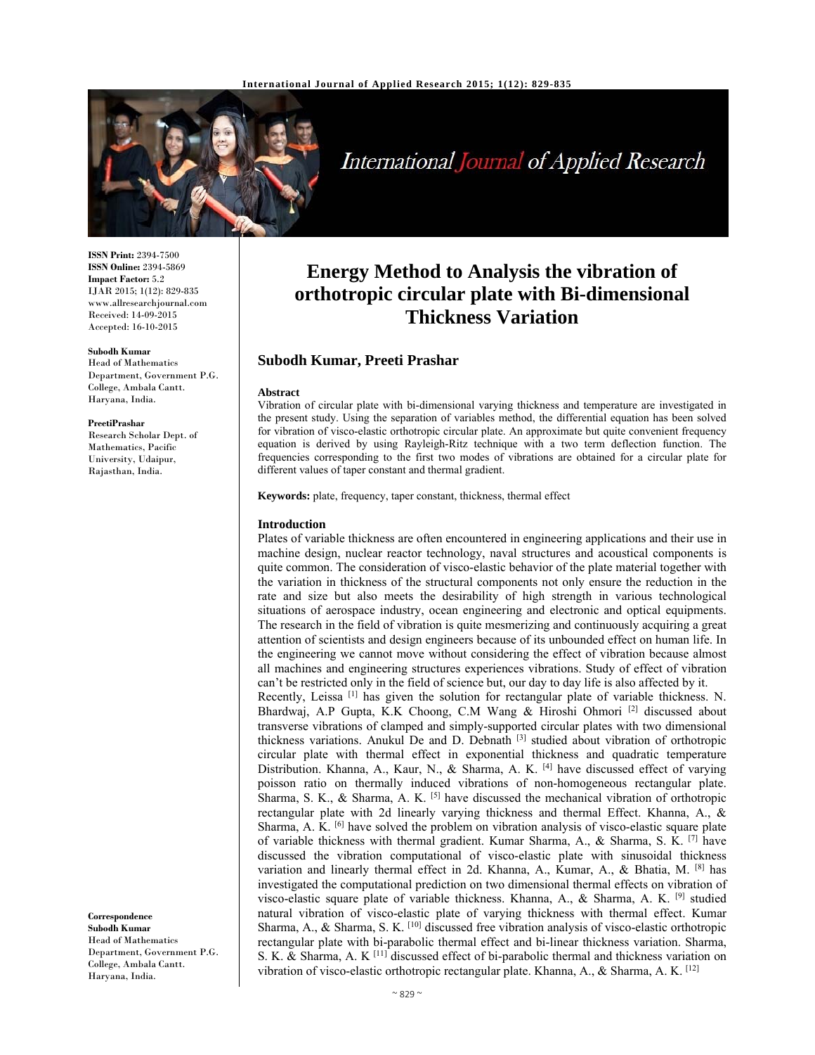# Energy Method to Analysis the vibration of orthotropic circular plate with Bi-dimensional Thickness Variation

**Subodh Kumar, Preeti Prashar**

**ISSN Print:** 2394-7500
**ISSN Online:** 2394-5869
**Impact Factor:** 5.2
IJAR 2015; 1(12): 829-835
www.allresearchjournal.com
Received: 14-09-2015
Accepted: 16-10-2015

**Subodh Kumar**
Head of Mathematics Department, Government P.G. College, Ambala Cantt. Haryana, India.

**PreetiPrashar**
Research Scholar Dept. of Mathematics, Pacific University, Udaipur, Rajasthan, India.

**Correspondence**
**Subodh Kumar**
Head of Mathematics Department, Government P.G. College, Ambala Cantt. Haryana, India.

### Abstract

Vibration of circular plate with bi-dimensional varying thickness and temperature are investigated in the present study. Using the separation of variables method, the differential equation has been solved for vibration of visco-elastic orthotropic circular plate. An approximate but quite convenient frequency equation is derived by using Rayleigh-Ritz technique with a two term deflection function. The frequencies corresponding to the first two modes of vibrations are obtained for a circular plate for different values of taper constant and thermal gradient.

**Keywords:** plate, frequency, taper constant, thickness, thermal effect

### Introduction

Plates of variable thickness are often encountered in engineering applications and their use in machine design, nuclear reactor technology, naval structures and acoustical components is quite common. The consideration of visco-elastic behavior of the plate material together with the variation in thickness of the structural components not only ensure the reduction in the rate and size but also meets the desirability of high strength in various technological situations of aerospace industry, ocean engineering and electronic and optical equipments. The research in the field of vibration is quite mesmerizing and continuously acquiring a great attention of scientists and design engineers because of its unbounded effect on human life. In the engineering we cannot move without considering the effect of vibration because almost all machines and engineering structures experiences vibrations. Study of effect of vibration can't be restricted only in the field of science but, our day to day life is also affected by it.

Recently, Leissa [1] has given the solution for rectangular plate of variable thickness. N. Bhardwaj, A.P Gupta, K.K Choong, C.M Wang & Hiroshi Ohmori [2] discussed about transverse vibrations of clamped and simply-supported circular plates with two dimensional thickness variations. Anukul De and D. Debnath [3] studied about vibration of orthotropic circular plate with thermal effect in exponential thickness and quadratic temperature Distribution. Khanna, A., Kaur, N., & Sharma, A. K. [4] have discussed effect of varying poisson ratio on thermally induced vibrations of non-homogeneous rectangular plate. Sharma, S. K., & Sharma, A. K. [5] have discussed the mechanical vibration of orthotropic rectangular plate with 2d linearly varying thickness and thermal Effect. Khanna, A., & Sharma, A. K. [6] have solved the problem on vibration analysis of visco-elastic square plate of variable thickness with thermal gradient. Kumar Sharma, A., & Sharma, S. K. [7] have discussed the vibration computational of visco-elastic plate with sinusoidal thickness variation and linearly thermal effect in 2d. Khanna, A., Kumar, A., & Bhatia, M. [8] has investigated the computational prediction on two dimensional thermal effects on vibration of visco-elastic square plate of variable thickness. Khanna, A., & Sharma, A. K. [9] studied natural vibration of visco-elastic plate of varying thickness with thermal effect. Kumar Sharma, A., & Sharma, S. K. [10] discussed free vibration analysis of visco-elastic orthotropic rectangular plate with bi-parabolic thermal effect and bi-linear thickness variation. Sharma, S. K. & Sharma, A. K [11] discussed effect of bi-parabolic thermal and thickness variation on vibration of visco-elastic orthotropic rectangular plate. Khanna, A., & Sharma, A. K. [12]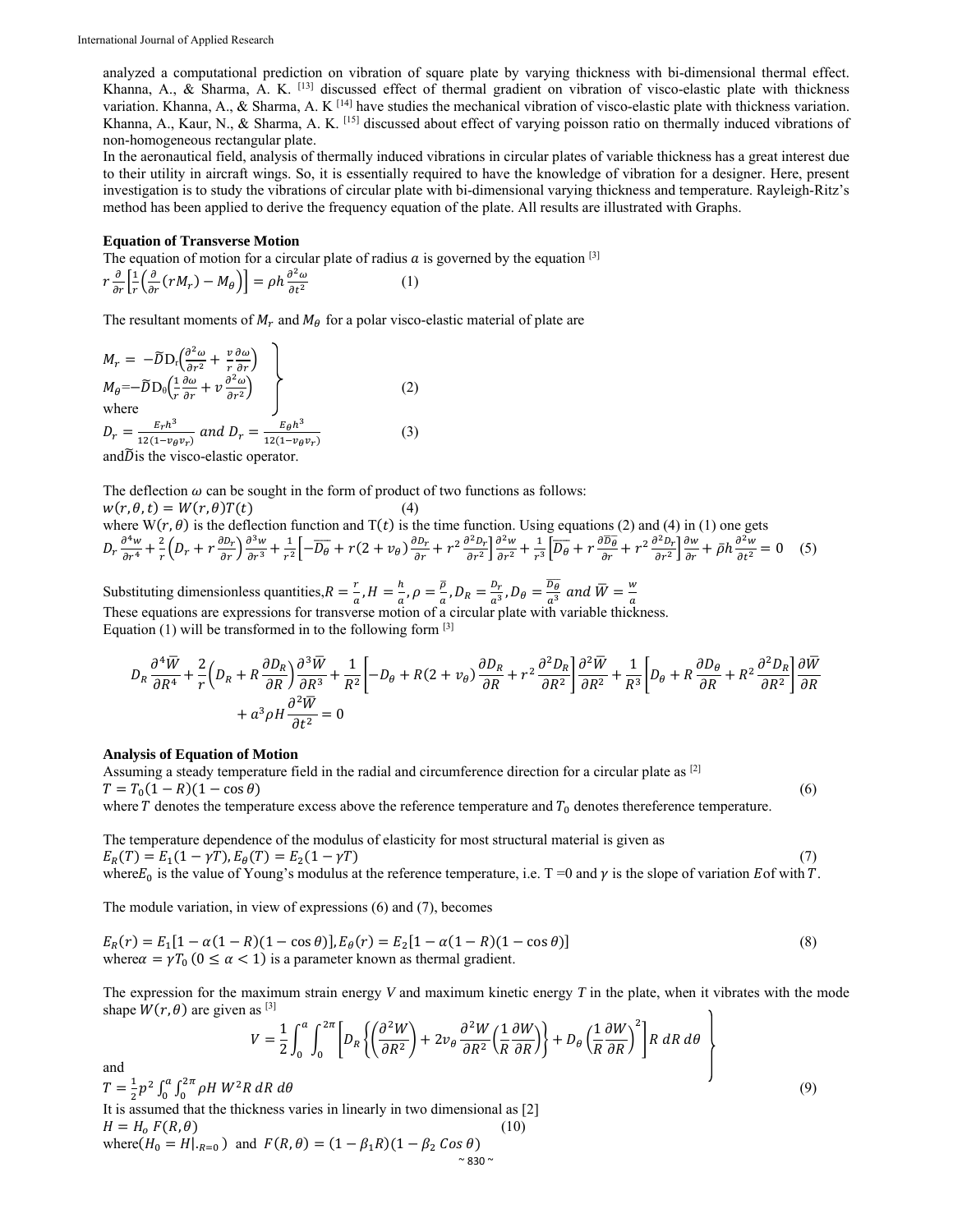analyzed a computational prediction on vibration of square plate by varying thickness with bi-dimensional thermal effect. Khanna, A., & Sharma, A. K. [13] discussed effect of thermal gradient on vibration of visco-elastic plate with thickness variation. Khanna, A., & Sharma, A. K [14] have studies the mechanical vibration of visco-elastic plate with thickness variation. Khanna, A., Kaur, N., & Sharma, A. K. [15] discussed about effect of varying poisson ratio on thermally induced vibrations of non-homogeneous rectangular plate.

In the aeronautical field, analysis of thermally induced vibrations in circular plates of variable thickness has a great interest due to their utility in aircraft wings. So, it is essentially required to have the knowledge of vibration for a designer. Here, present investigation is to study the vibrations of circular plate with bi-dimensional varying thickness and temperature. Rayleigh-Ritz's method has been applied to derive the frequency equation of the plate. All results are illustrated with Graphs.

## Equation of Transverse Motion

The equation of motion for a circular plate of radius $a$ is governed by the equation [3]

$$r\frac{\partial}{\partial r}\left[\frac{1}{r}\left(\frac{\partial}{\partial r}(rM_r)-M_\theta\right)\right]=\rho h\frac{\partial^2\omega}{\partial t^2} \qquad (1)$$

The resultant moments of $M_r$ and $M_\theta$ for a polar visco-elastic material of plate are

$$\left.\begin{aligned} M_r &= -\tilde{D}\mathrm{D}_r\left(\frac{\partial^2\omega}{\partial r^2}+\frac{v}{r}\frac{\partial\omega}{\partial r}\right)\\ M_\theta &= -\tilde{D}\mathrm{D}_\theta\left(\frac{1}{r}\frac{\partial\omega}{\partial r}+v\frac{\partial^2\omega}{\partial r^2}\right) \end{aligned}\right\} \qquad (2)$$

where

$$D_r=\frac{E_r h^3}{12(1-v_\theta v_r)} \text{ and } D_r=\frac{E_\theta h^3}{12(1-v_\theta v_r)} \qquad (3)$$

and $\tilde{D}$ is the visco-elastic operator.

The deflection $\omega$ can be sought in the form of product of two functions as follows:

$$w(r,\theta,t)=W(r,\theta)T(t) \qquad (4)$$

where $\mathrm{W}(r,\theta)$ is the deflection function and $\mathrm{T}(t)$ is the time function. Using equations (2) and (4) in (1) one gets

$$D_r\frac{\partial^4 w}{\partial r^4}+\frac{2}{r}\left(D_r+r\frac{\partial D_r}{\partial r}\right)\frac{\partial^3 w}{\partial r^3}+\frac{1}{r^2}\left[-\overline{D_\theta}+r(2+v_\theta)\frac{\partial D_r}{\partial r}+r^2\frac{\partial^2 D_r}{\partial r^2}\right]\frac{\partial^2 w}{\partial r^2}+\frac{1}{r^3}\left[\overline{D_\theta}+r\frac{\partial\overline{D_\theta}}{\partial r}+r^2\frac{\partial^2 D_r}{\partial r^2}\right]\frac{\partial w}{\partial r}+\bar{\rho}h\frac{\partial^2 w}{\partial t^2}=0 \qquad (5)$$

Substituting dimensionless quantities, $R=\frac{r}{a}, H=\frac{h}{a}, \rho=\frac{\bar{p}}{a}, D_R=\frac{D_r}{a^3}, D_\theta=\frac{\overline{D_\theta}}{a^3}$ and $\overline{W}=\frac{w}{a}$

These equations are expressions for transverse motion of a circular plate with variable thickness.

Equation (1) will be transformed in to the following form [3]

$$D_R\frac{\partial^4\overline{W}}{\partial R^4}+\frac{2}{r}\left(D_R+R\frac{\partial D_R}{\partial R}\right)\frac{\partial^3\overline{W}}{\partial R^3}+\frac{1}{R^2}\left[-D_\theta+R(2+v_\theta)\frac{\partial D_R}{\partial R}+r^2\frac{\partial^2 D_R}{\partial R^2}\right]\frac{\partial^2\overline{W}}{\partial R^2}+\frac{1}{R^3}\left[D_\theta+R\frac{\partial D_\theta}{\partial R}+R^2\frac{\partial^2 D_R}{\partial R^2}\right]\frac{\partial\overline{W}}{\partial R}+a^3\rho H\frac{\partial^2\overline{W}}{\partial t^2}=0$$

## Analysis of Equation of Motion

Assuming a steady temperature field in the radial and circumference direction for a circular plate as [2]

$$T=T_0(1-R)(1-\cos\theta) \qquad (6)$$

where $T$ denotes the temperature excess above the reference temperature and $T_0$ denotes thereference temperature.

The temperature dependence of the modulus of elasticity for most structural material is given as

$$E_R(T)=E_1(1-\gamma T), E_\theta(T)=E_2(1-\gamma T) \qquad (7)$$

where $E_0$ is the value of Young's modulus at the reference temperature, i.e. T =0 and $\gamma$ is the slope of variation $E$ of with $T$.

The module variation, in view of expressions (6) and (7), becomes

$$E_R(r)=E_1[1-\alpha(1-R)(1-\cos\theta)], E_\theta(r)=E_2[1-\alpha(1-R)(1-\cos\theta)] \qquad (8)$$

where $\alpha=\gamma T_0$ $(0\le\alpha<1)$ is a parameter known as thermal gradient.

The expression for the maximum strain energy *V* and maximum kinetic energy *T* in the plate, when it vibrates with the mode shape $W(r,\theta)$ are given as [3]

$$V=\frac{1}{2}\int_0^a\int_0^{2\pi}\left[D_R\left\{\left(\frac{\partial^2 W}{\partial R^2}\right)+2v_\theta\frac{\partial^2 W}{\partial R^2}\left(\frac{1}{R}\frac{\partial W}{\partial R}\right)\right\}+D_\theta\left(\frac{1}{R}\frac{\partial W}{\partial R}\right)^2\right]R\,dR\,d\theta$$

and

$$T=\frac{1}{2}p^2\int_0^a\int_0^{2\pi}\rho H\,W^2 R\,dR\,d\theta \qquad (9)$$

It is assumed that the thickness varies in linearly in two dimensional as [2]

$$H=H_o\,F(R,\theta) \qquad (10)$$

where $(H_0=H|_{\cdot R=0})$ and $F(R,\theta)=(1-\beta_1 R)(1-\beta_2\,Cos\,\theta)$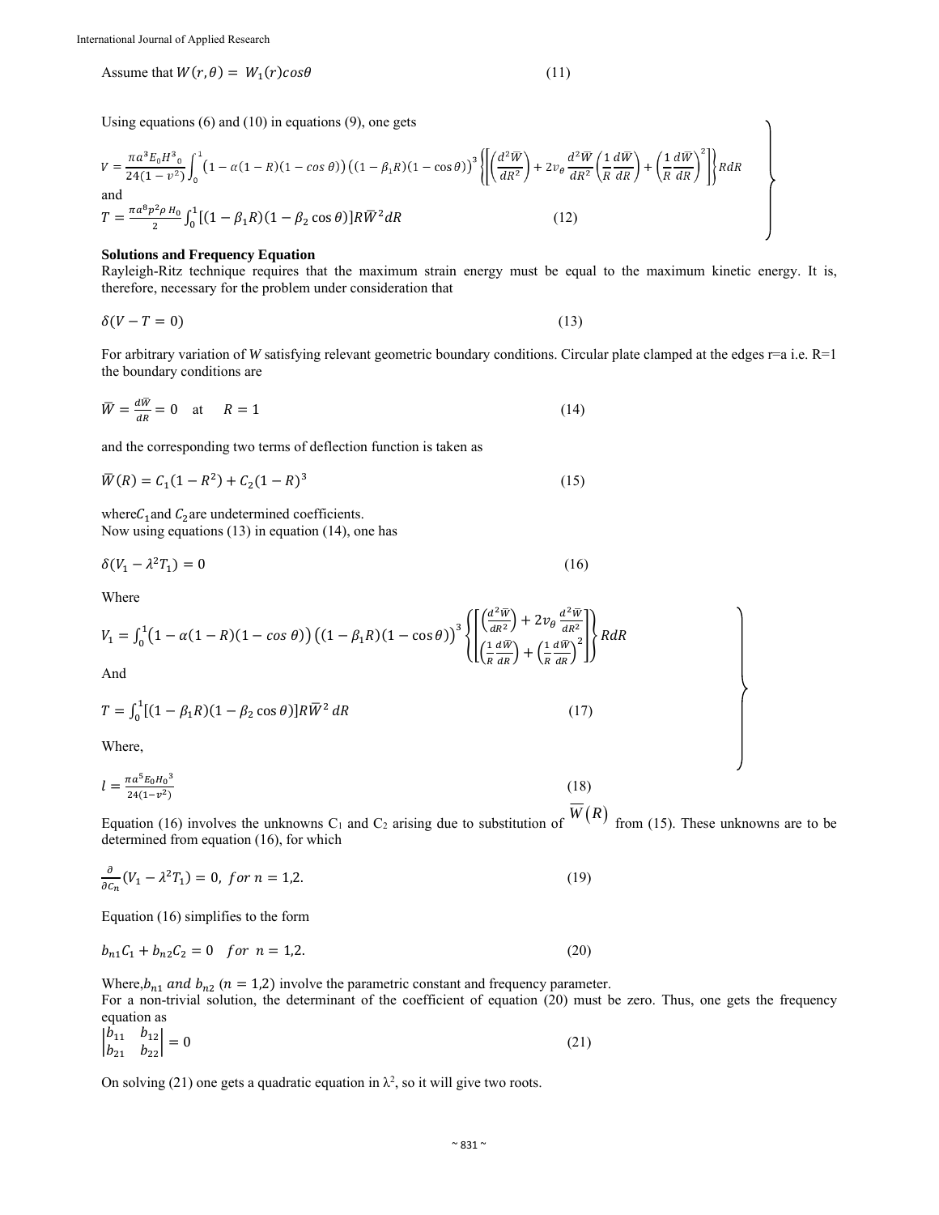Assume that $W(r,\theta) = W_1(r)cos\theta$ (11)

Using equations (6) and (10) in equations (9), one gets

$$V = \frac{\pi a^3 E_0 H^3{}_0}{24(1-\upsilon^2)} \int_0^1 \left(1-\alpha(1-R)(1-\cos\theta)\right)\left((1-\beta_1 R)(1-\cos\theta)\right)^3 \left\{\left[\left(\frac{d^2\bar{W}}{dR^2}\right) + 2v_\theta \frac{d^2\bar{W}}{dR^2}\left(\frac{1}{R}\frac{d\bar{W}}{dR}\right) + \left(\frac{1}{R}\frac{d\bar{W}}{dR}\right)^2\right]\right\} RdR$$

and

$$T = \frac{\pi a^8 p^2 \rho\, H_0}{2} \int_0^1 [(1-\beta_1 R)(1-\beta_2\cos\theta)] R\bar{W}^2 dR \qquad (12)$$

## Solutions and Frequency Equation

Rayleigh-Ritz technique requires that the maximum strain energy must be equal to the maximum kinetic energy. It is, therefore, necessary for the problem under consideration that

$$\delta(V - T = 0) \qquad (13)$$

For arbitrary variation of *W* satisfying relevant geometric boundary conditions. Circular plate clamped at the edges r=a i.e. R=1 the boundary conditions are

$$\bar{W} = \frac{d\bar{W}}{dR} = 0 \quad \text{at} \quad R = 1 \qquad (14)$$

and the corresponding two terms of deflection function is taken as

$$\bar{W}(R) = C_1(1-R^2) + C_2(1-R)^3 \qquad (15)$$

where $C_1$ and $C_2$ are undetermined coefficients.
Now using equations (13) in equation (14), one has

$$\delta(V_1 - \lambda^2 T_1) = 0 \qquad (16)$$

Where

$$V_1 = \int_0^1 \left(1-\alpha(1-R)(1-\cos\theta)\right)\left((1-\beta_1 R)(1-\cos\theta)\right)^3 \left\{\left[\begin{matrix}\left(\frac{d^2\bar{W}}{dR^2}\right) + 2v_\theta \frac{d^2\bar{W}}{dR^2} \\ \left(\frac{1}{R}\frac{d\bar{W}}{dR}\right) + \left(\frac{1}{R}\frac{d\bar{W}}{dR}\right)^2\end{matrix}\right]\right\} RdR$$

And

$$T = \int_0^1 [(1-\beta_1 R)(1-\beta_2\cos\theta)] R\bar{W}^2\, dR \qquad (17)$$

Where,

$$l = \frac{\pi a^5 E_0 H_0{}^3}{24(1-v^2)} \qquad (18)$$

Equation (16) involves the unknowns $C_1$ and $C_2$ arising due to substitution of $\bar{W}(R)$ from (15). These unknowns are to be determined from equation (16), for which

$$\frac{\partial}{\partial C_n}(V_1 - \lambda^2 T_1) = 0, \ for\ n = 1,2. \qquad (19)$$

Equation (16) simplifies to the form

$$b_{n1}C_1 + b_{n2}C_2 = 0 \quad for\ \ n = 1,2. \qquad (20)$$

Where, $b_{n1}$ *and* $b_{n2}$ $(n = 1,2)$ involve the parametric constant and frequency parameter.
For a non-trivial solution, the determinant of the coefficient of equation (20) must be zero. Thus, one gets the frequency equation as

$$\begin{vmatrix} b_{11} & b_{12} \\ b_{21} & b_{22} \end{vmatrix} = 0 \qquad (21)$$

On solving (21) one gets a quadratic equation in $\lambda^2$, so it will give two roots.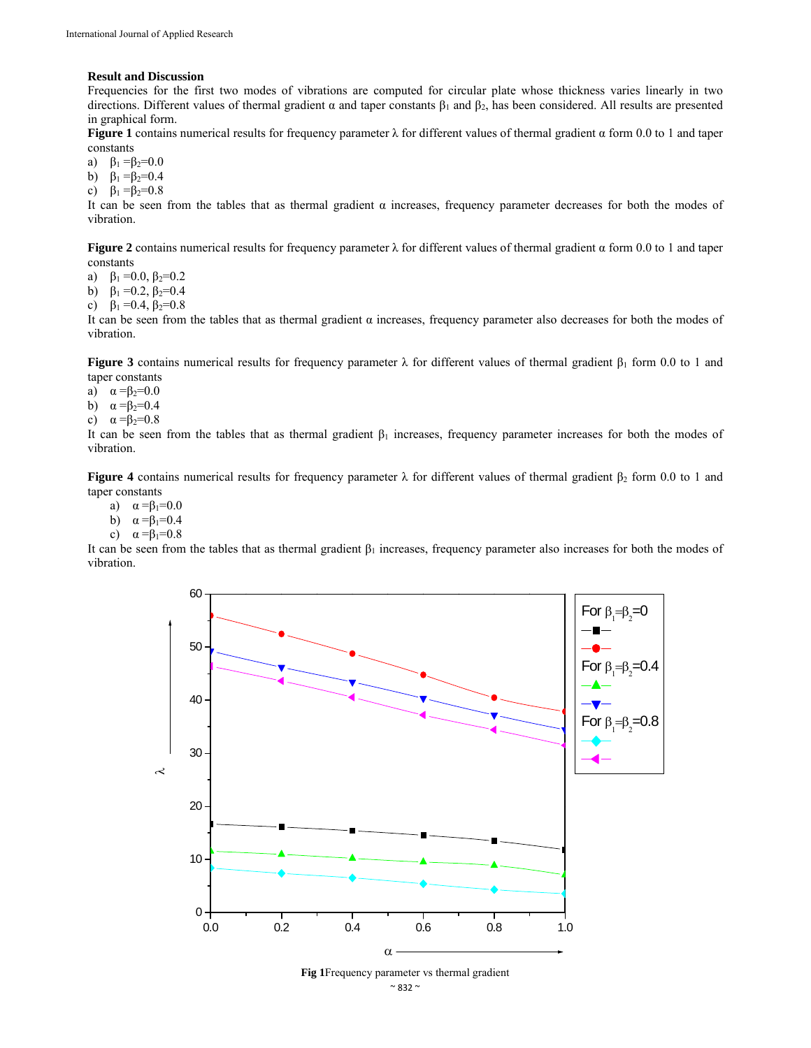## Result and Discussion

Frequencies for the first two modes of vibrations are computed for circular plate whose thickness varies linearly in two directions. Different values of thermal gradient $\alpha$ and taper constants $\beta_1$ and $\beta_2$, has been considered. All results are presented in graphical form.

**Figure 1** contains numerical results for frequency parameter $\lambda$ for different values of thermal gradient $\alpha$ form 0.0 to 1 and taper constants

a) $\beta_1 = \beta_2 = 0.0$
b) $\beta_1 = \beta_2 = 0.4$
c) $\beta_1 = \beta_2 = 0.8$

It can be seen from the tables that as thermal gradient $\alpha$ increases, frequency parameter decreases for both the modes of vibration.

**Figure 2** contains numerical results for frequency parameter $\lambda$ for different values of thermal gradient $\alpha$ form 0.0 to 1 and taper constants

a) $\beta_1 = 0.0$, $\beta_2 = 0.2$
b) $\beta_1 = 0.2$, $\beta_2 = 0.4$
c) $\beta_1 = 0.4$, $\beta_2 = 0.8$

It can be seen from the tables that as thermal gradient $\alpha$ increases, frequency parameter also decreases for both the modes of vibration.

**Figure 3** contains numerical results for frequency parameter $\lambda$ for different values of thermal gradient $\beta_1$ form 0.0 to 1 and taper constants

a) $\alpha = \beta_2 = 0.0$
b) $\alpha = \beta_2 = 0.4$
c) $\alpha = \beta_2 = 0.8$

It can be seen from the tables that as thermal gradient $\beta_1$ increases, frequency parameter increases for both the modes of vibration.

**Figure 4** contains numerical results for frequency parameter $\lambda$ for different values of thermal gradient $\beta_2$ form 0.0 to 1 and taper constants

a) $\alpha = \beta_1 = 0.0$
b) $\alpha = \beta_1 = 0.4$
c) $\alpha = \beta_1 = 0.8$

It can be seen from the tables that as thermal gradient $\beta_1$ increases, frequency parameter also increases for both the modes of vibration.

**Fig 1** Frequency parameter vs thermal gradient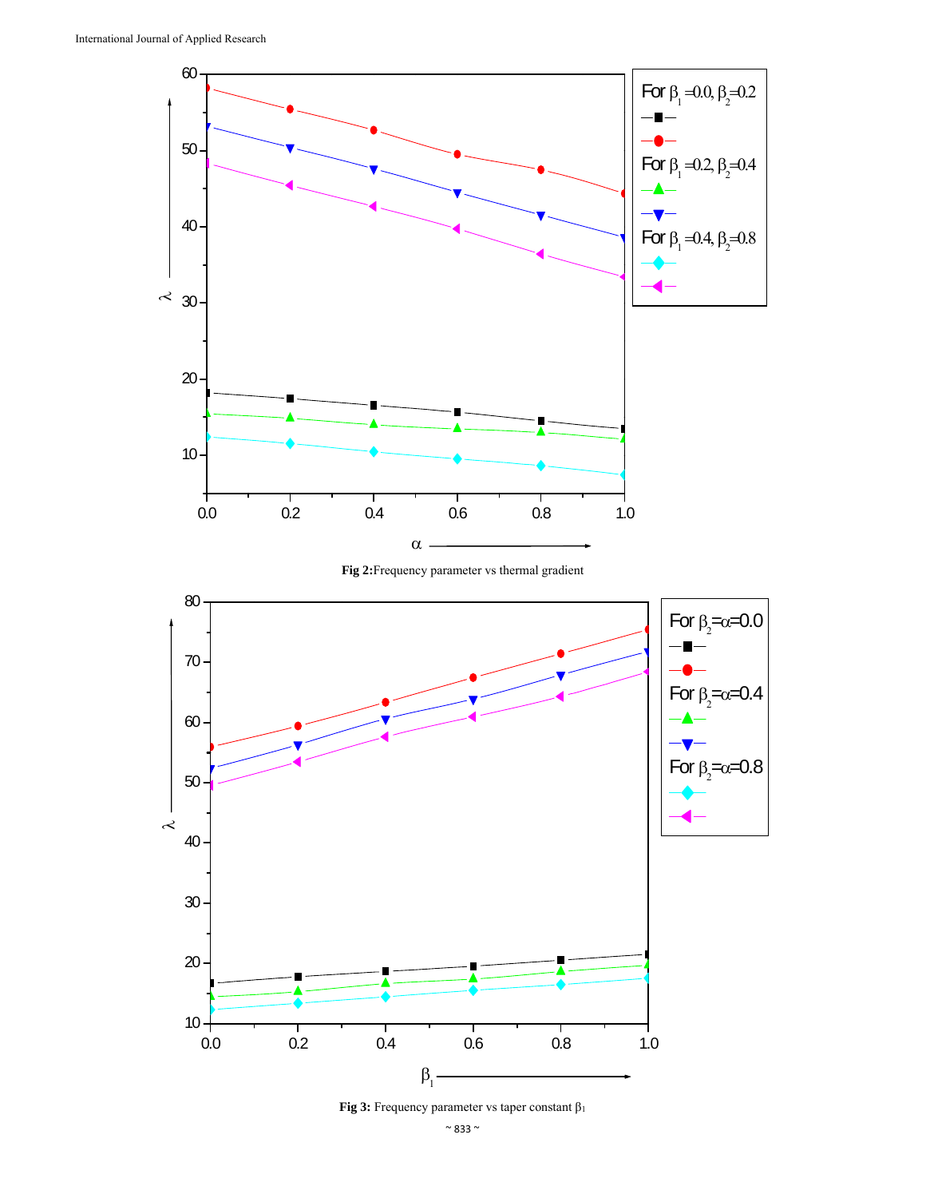**Fig 2:** Frequency parameter vs thermal gradient

**Fig 3:** Frequency parameter vs taper constant $\beta_1$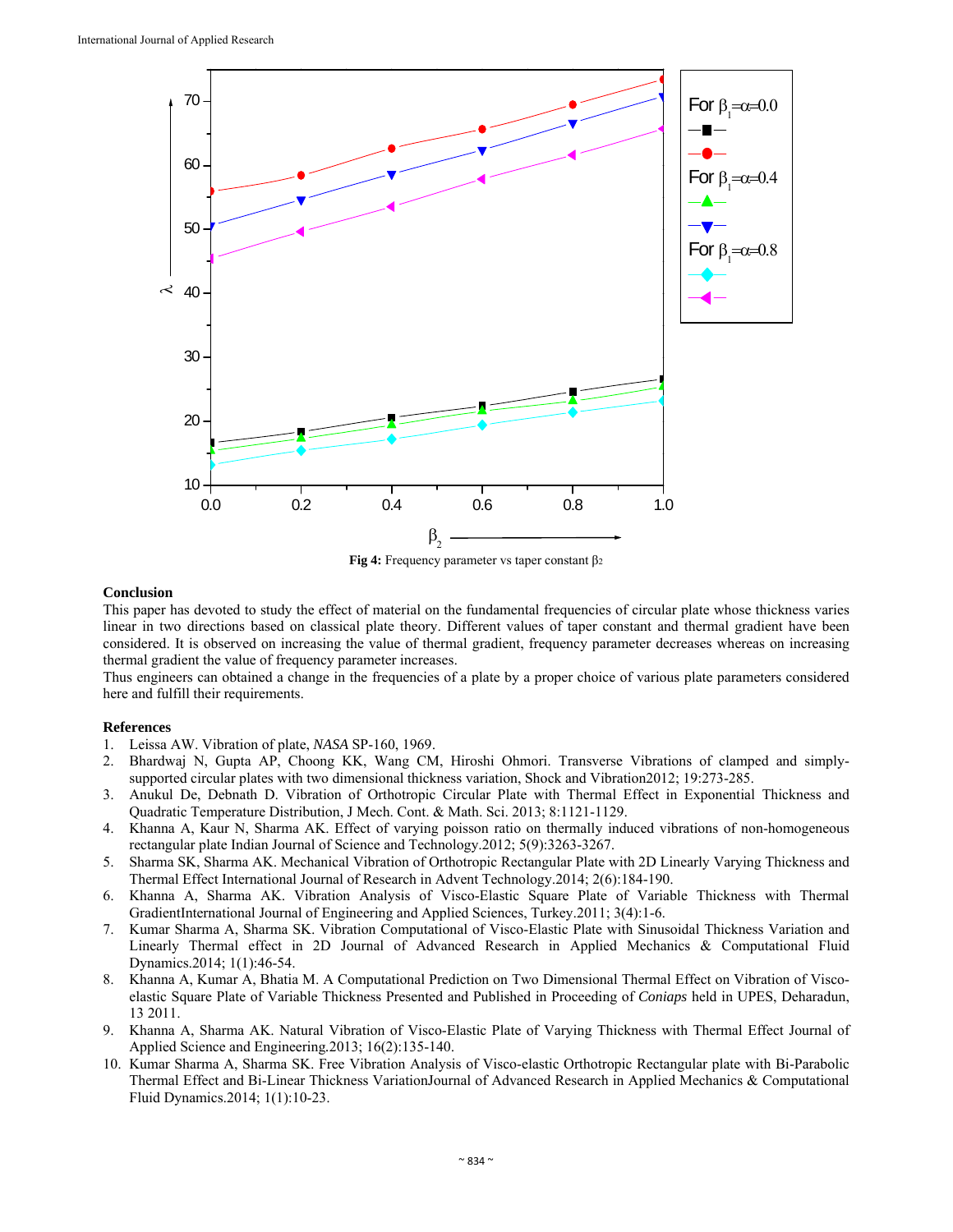**Fig 4:** Frequency parameter vs taper constant $\beta_2$

## Conclusion

This paper has devoted to study the effect of material on the fundamental frequencies of circular plate whose thickness varies linear in two directions based on classical plate theory. Different values of taper constant and thermal gradient have been considered. It is observed on increasing the value of thermal gradient, frequency parameter decreases whereas on increasing thermal gradient the value of frequency parameter increases.

Thus engineers can obtained a change in the frequencies of a plate by a proper choice of various plate parameters considered here and fulfill their requirements.

## References

1. Leissa AW. Vibration of plate, *NASA* SP-160, 1969.
2. Bhardwaj N, Gupta AP, Choong KK, Wang CM, Hiroshi Ohmori. Transverse Vibrations of clamped and simply-supported circular plates with two dimensional thickness variation, Shock and Vibration2012; 19:273-285.
3. Anukul De, Debnath D. Vibration of Orthotropic Circular Plate with Thermal Effect in Exponential Thickness and Quadratic Temperature Distribution, J Mech. Cont. & Math. Sci. 2013; 8:1121-1129.
4. Khanna A, Kaur N, Sharma AK. Effect of varying poisson ratio on thermally induced vibrations of non-homogeneous rectangular plate Indian Journal of Science and Technology.2012; 5(9):3263-3267.
5. Sharma SK, Sharma AK. Mechanical Vibration of Orthotropic Rectangular Plate with 2D Linearly Varying Thickness and Thermal Effect International Journal of Research in Advent Technology.2014; 2(6):184-190.
6. Khanna A, Sharma AK. Vibration Analysis of Visco-Elastic Square Plate of Variable Thickness with Thermal GradientInternational Journal of Engineering and Applied Sciences, Turkey.2011; 3(4):1-6.
7. Kumar Sharma A, Sharma SK. Vibration Computational of Visco-Elastic Plate with Sinusoidal Thickness Variation and Linearly Thermal effect in 2D Journal of Advanced Research in Applied Mechanics & Computational Fluid Dynamics.2014; 1(1):46-54.
8. Khanna A, Kumar A, Bhatia M. A Computational Prediction on Two Dimensional Thermal Effect on Vibration of Visco-elastic Square Plate of Variable Thickness Presented and Published in Proceeding of *Coniaps* held in UPES, Deharadun, 13 2011.
9. Khanna A, Sharma AK. Natural Vibration of Visco-Elastic Plate of Varying Thickness with Thermal Effect Journal of Applied Science and Engineering.2013; 16(2):135-140.
10. Kumar Sharma A, Sharma SK. Free Vibration Analysis of Visco-elastic Orthotropic Rectangular plate with Bi-Parabolic Thermal Effect and Bi-Linear Thickness VariationJournal of Advanced Research in Applied Mechanics & Computational Fluid Dynamics.2014; 1(1):10-23.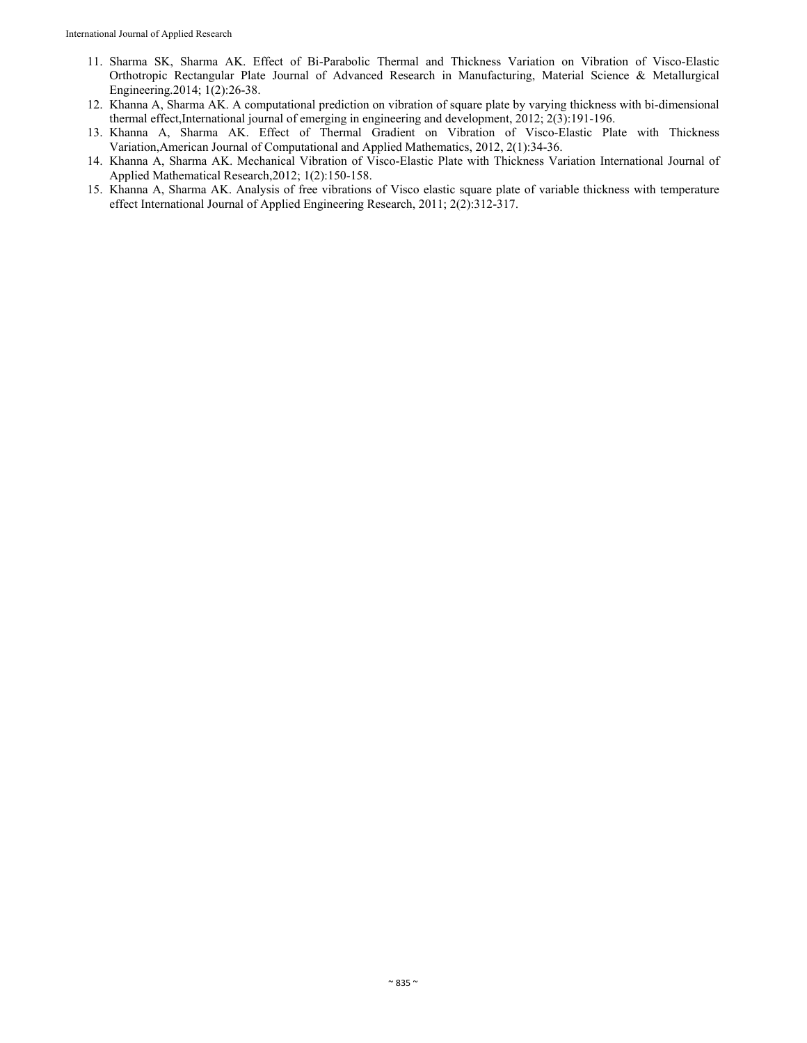11. Sharma SK, Sharma AK. Effect of Bi-Parabolic Thermal and Thickness Variation on Vibration of Visco-Elastic Orthotropic Rectangular Plate Journal of Advanced Research in Manufacturing, Material Science & Metallurgical Engineering.2014; 1(2):26-38.
12. Khanna A, Sharma AK. A computational prediction on vibration of square plate by varying thickness with bi-dimensional thermal effect,International journal of emerging in engineering and development, 2012; 2(3):191-196.
13. Khanna A, Sharma AK. Effect of Thermal Gradient on Vibration of Visco-Elastic Plate with Thickness Variation,American Journal of Computational and Applied Mathematics, 2012, 2(1):34-36.
14. Khanna A, Sharma AK. Mechanical Vibration of Visco-Elastic Plate with Thickness Variation International Journal of Applied Mathematical Research,2012; 1(2):150-158.
15. Khanna A, Sharma AK. Analysis of free vibrations of Visco elastic square plate of variable thickness with temperature effect International Journal of Applied Engineering Research, 2011; 2(2):312-317.